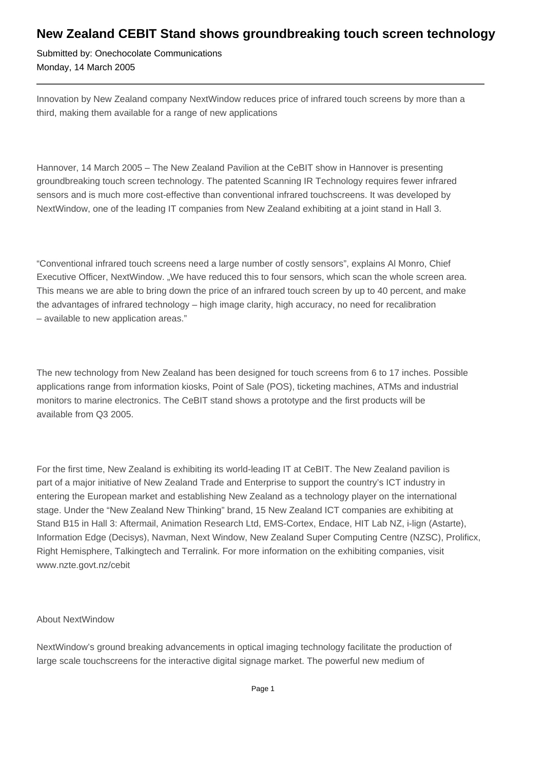# New Zealand CEBIT Stand shows groundbreaking touch screen technology

Submitted by: Onechocolate Communications
Monday, 14 March 2005

---

Innovation by New Zealand company NextWindow reduces price of infrared touch screens by more than a third, making them available for a range of new applications

Hannover, 14 March 2005 – The New Zealand Pavilion at the CeBIT show in Hannover is presenting groundbreaking touch screen technology. The patented Scanning IR Technology requires fewer infrared sensors and is much more cost-effective than conventional infrared touchscreens. It was developed by NextWindow, one of the leading IT companies from New Zealand exhibiting at a joint stand in Hall 3.

"Conventional infrared touch screens need a large number of costly sensors", explains Al Monro, Chief Executive Officer, NextWindow. „We have reduced this to four sensors, which scan the whole screen area. This means we are able to bring down the price of an infrared touch screen by up to 40 percent, and make the advantages of infrared technology – high image clarity, high accuracy, no need for recalibration – available to new application areas."

The new technology from New Zealand has been designed for touch screens from 6 to 17 inches. Possible applications range from information kiosks, Point of Sale (POS), ticketing machines, ATMs and industrial monitors to marine electronics. The CeBIT stand shows a prototype and the first products will be available from Q3 2005.

For the first time, New Zealand is exhibiting its world-leading IT at CeBIT. The New Zealand pavilion is part of a major initiative of New Zealand Trade and Enterprise to support the country's ICT industry in entering the European market and establishing New Zealand as a technology player on the international stage. Under the "New Zealand New Thinking" brand, 15 New Zealand ICT companies are exhibiting at Stand B15 in Hall 3: Aftermail, Animation Research Ltd, EMS-Cortex, Endace, HIT Lab NZ, i-lign (Astarte), Information Edge (Decisys), Navman, Next Window, New Zealand Super Computing Centre (NZSC), Prolificx, Right Hemisphere, Talkingtech and Terralink. For more information on the exhibiting companies, visit www.nzte.govt.nz/cebit

About NextWindow

NextWindow's ground breaking advancements in optical imaging technology facilitate the production of large scale touchscreens for the interactive digital signage market. The powerful new medium of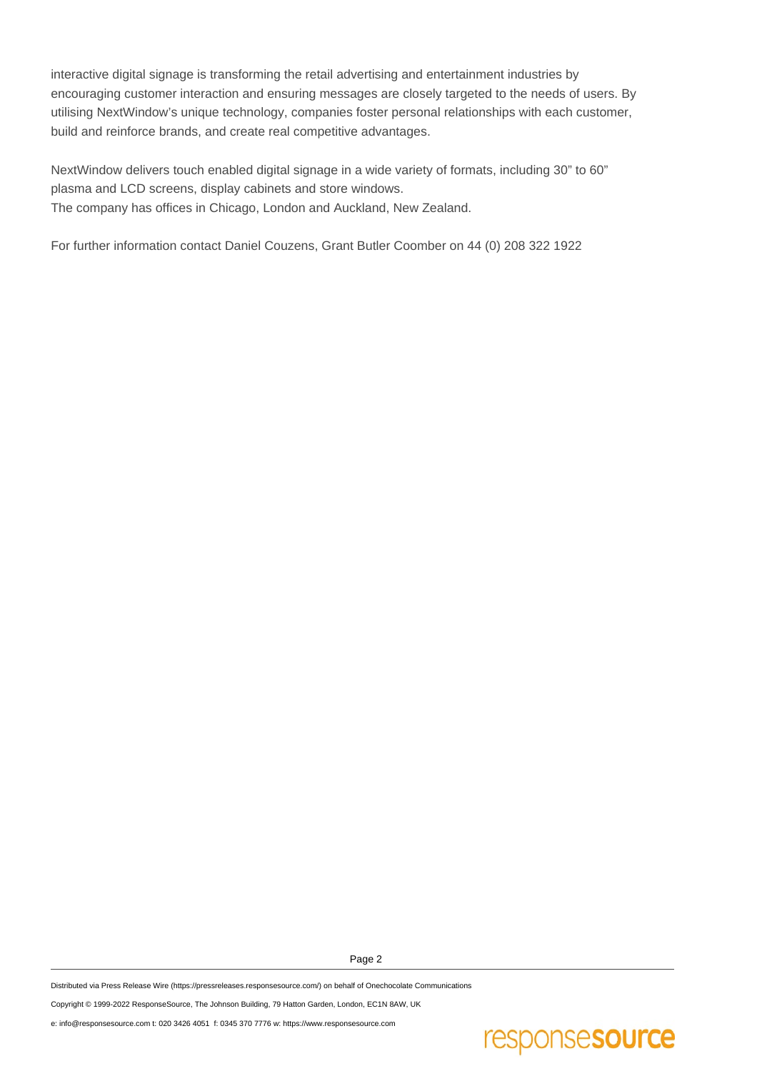interactive digital signage is transforming the retail advertising and entertainment industries by encouraging customer interaction and ensuring messages are closely targeted to the needs of users. By utilising NextWindow's unique technology, companies foster personal relationships with each customer, build and reinforce brands, and create real competitive advantages.

NextWindow delivers touch enabled digital signage in a wide variety of formats, including 30" to 60" plasma and LCD screens, display cabinets and store windows.
The company has offices in Chicago, London and Auckland, New Zealand.

For further information contact Daniel Couzens, Grant Butler Coomber on 44 (0) 208 322 1922